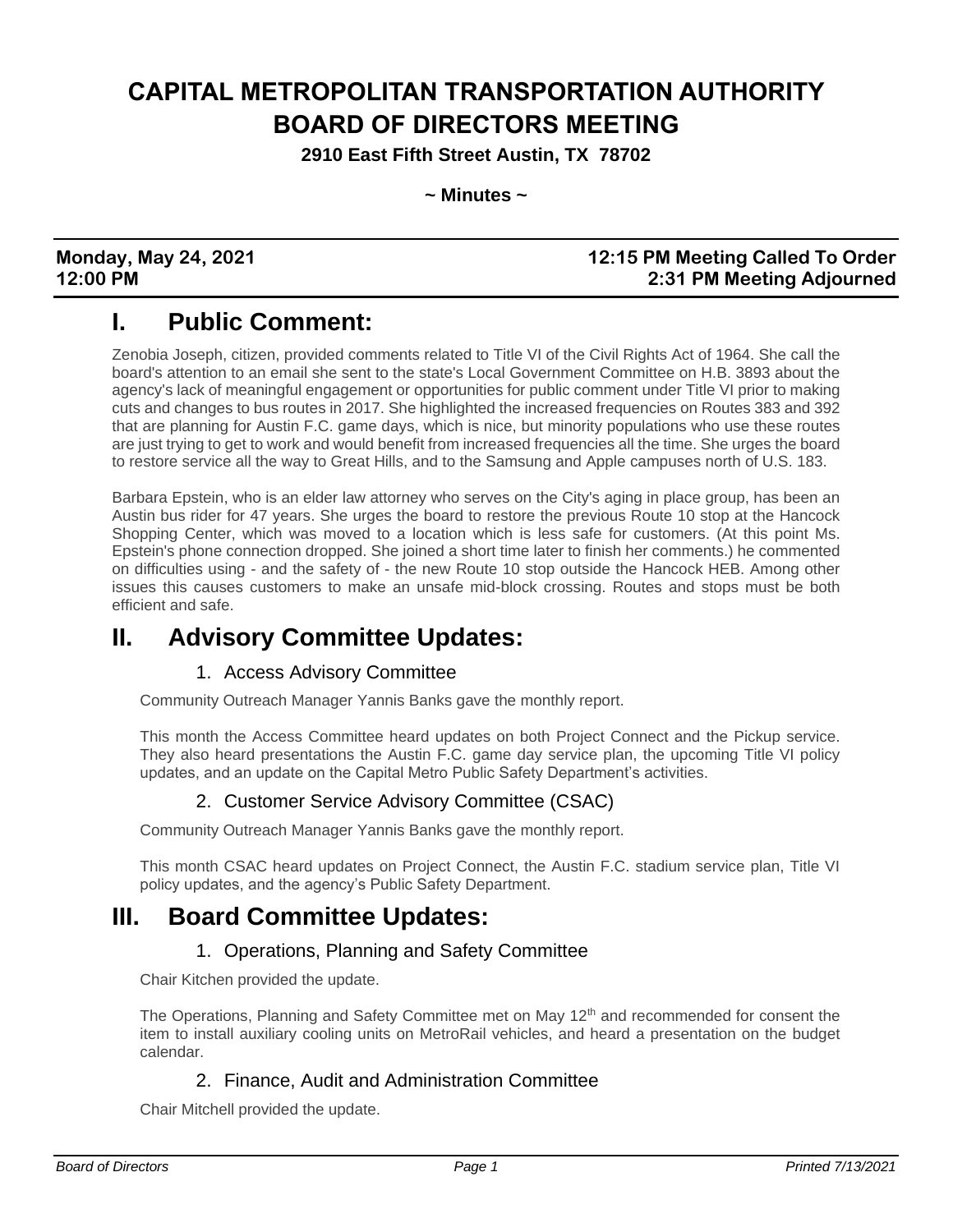# CAPITAL METROPOLITAN TRANSPORTATION AUTHORITY BOARD OF DIRECTORS MEETING

**2910 East Fifth Street Austin, TX 78702**

**~ Minutes ~**

| **Monday, May 24, 2021** | **12:15 PM Meeting Called To Order** |
|---|---|
| **12:00 PM** | **2:31 PM Meeting Adjourned** |

## I. Public Comment:

Zenobia Joseph, citizen, provided comments related to Title VI of the Civil Rights Act of 1964. She call the board's attention to an email she sent to the state's Local Government Committee on H.B. 3893 about the agency's lack of meaningful engagement or opportunities for public comment under Title VI prior to making cuts and changes to bus routes in 2017. She highlighted the increased frequencies on Routes 383 and 392 that are planning for Austin F.C. game days, which is nice, but minority populations who use these routes are just trying to get to work and would benefit from increased frequencies all the time. She urges the board to restore service all the way to Great Hills, and to the Samsung and Apple campuses north of U.S. 183.

Barbara Epstein, who is an elder law attorney who serves on the City's aging in place group, has been an Austin bus rider for 47 years. She urges the board to restore the previous Route 10 stop at the Hancock Shopping Center, which was moved to a location which is less safe for customers. (At this point Ms. Epstein's phone connection dropped. She joined a short time later to finish her comments.) he commented on difficulties using - and the safety of - the new Route 10 stop outside the Hancock HEB. Among other issues this causes customers to make an unsafe mid-block crossing. Routes and stops must be both efficient and safe.

## II. Advisory Committee Updates:

### 1. Access Advisory Committee

Community Outreach Manager Yannis Banks gave the monthly report.

This month the Access Committee heard updates on both Project Connect and the Pickup service. They also heard presentations the Austin F.C. game day service plan, the upcoming Title VI policy updates, and an update on the Capital Metro Public Safety Department's activities.

### 2. Customer Service Advisory Committee (CSAC)

Community Outreach Manager Yannis Banks gave the monthly report.

This month CSAC heard updates on Project Connect, the Austin F.C. stadium service plan, Title VI policy updates, and the agency's Public Safety Department.

## III. Board Committee Updates:

### 1. Operations, Planning and Safety Committee

Chair Kitchen provided the update.

The Operations, Planning and Safety Committee met on May 12th and recommended for consent the item to install auxiliary cooling units on MetroRail vehicles, and heard a presentation on the budget calendar.

### 2. Finance, Audit and Administration Committee

Chair Mitchell provided the update.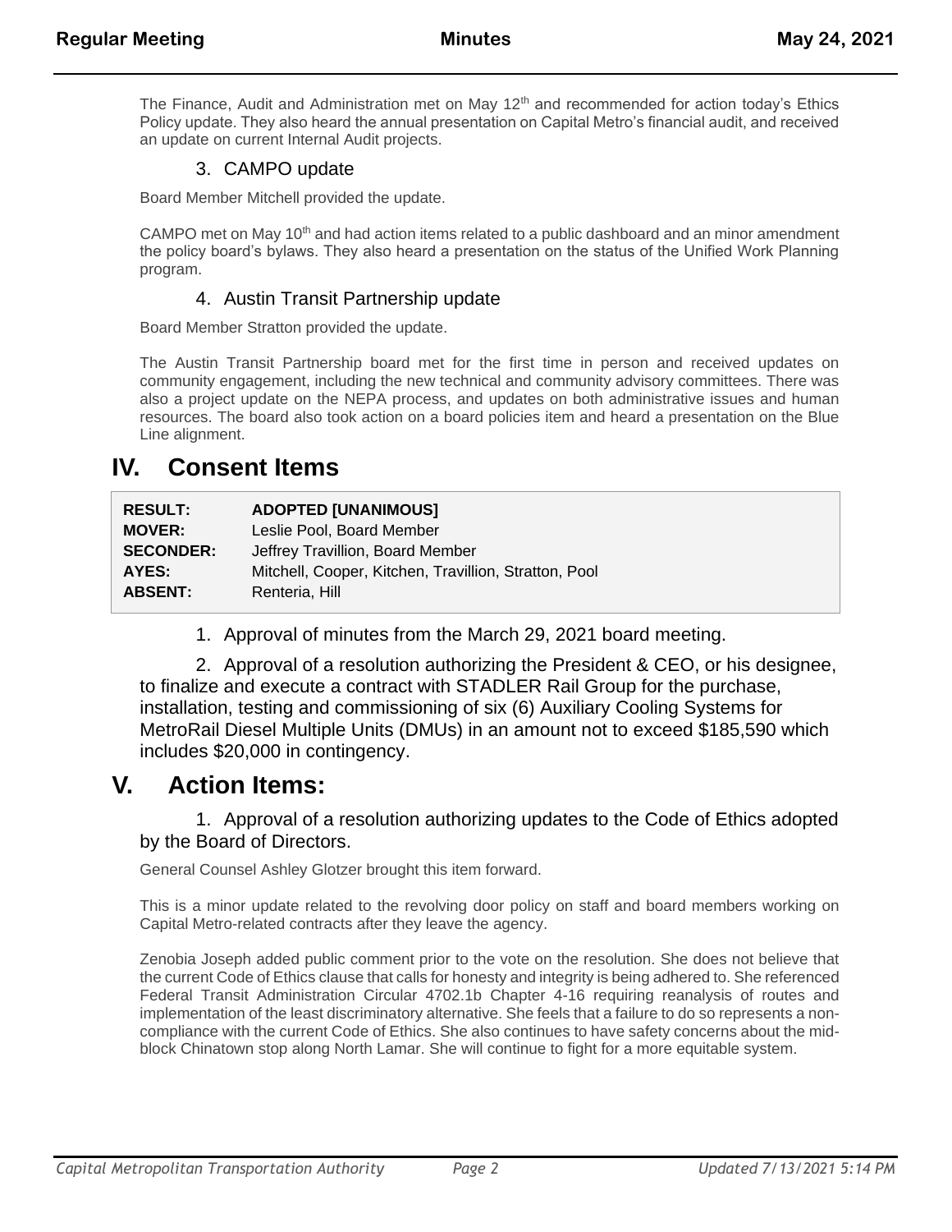The Finance, Audit and Administration met on May 12th and recommended for action today's Ethics Policy update. They also heard the annual presentation on Capital Metro's financial audit, and received an update on current Internal Audit projects.

### 3. CAMPO update

Board Member Mitchell provided the update.

CAMPO met on May 10th and had action items related to a public dashboard and an minor amendment the policy board's bylaws. They also heard a presentation on the status of the Unified Work Planning program.

### 4. Austin Transit Partnership update

Board Member Stratton provided the update.

The Austin Transit Partnership board met for the first time in person and received updates on community engagement, including the new technical and community advisory committees. There was also a project update on the NEPA process, and updates on both administrative issues and human resources. The board also took action on a board policies item and heard a presentation on the Blue Line alignment.

# IV. Consent Items

| | |
|---|---|
| **RESULT:** | **ADOPTED [UNANIMOUS]** |
| **MOVER:** | Leslie Pool, Board Member |
| **SECONDER:** | Jeffrey Travillion, Board Member |
| **AYES:** | Mitchell, Cooper, Kitchen, Travillion, Stratton, Pool |
| **ABSENT:** | Renteria, Hill |

1. Approval of minutes from the March 29, 2021 board meeting.

2. Approval of a resolution authorizing the President & CEO, or his designee, to finalize and execute a contract with STADLER Rail Group for the purchase, installation, testing and commissioning of six (6) Auxiliary Cooling Systems for MetroRail Diesel Multiple Units (DMUs) in an amount not to exceed $185,590 which includes $20,000 in contingency.

# V. Action Items:

1. Approval of a resolution authorizing updates to the Code of Ethics adopted by the Board of Directors.

General Counsel Ashley Glotzer brought this item forward.

This is a minor update related to the revolving door policy on staff and board members working on Capital Metro-related contracts after they leave the agency.

Zenobia Joseph added public comment prior to the vote on the resolution. She does not believe that the current Code of Ethics clause that calls for honesty and integrity is being adhered to. She referenced Federal Transit Administration Circular 4702.1b Chapter 4-16 requiring reanalysis of routes and implementation of the least discriminatory alternative. She feels that a failure to do so represents a non-compliance with the current Code of Ethics. She also continues to have safety concerns about the mid-block Chinatown stop along North Lamar. She will continue to fight for a more equitable system.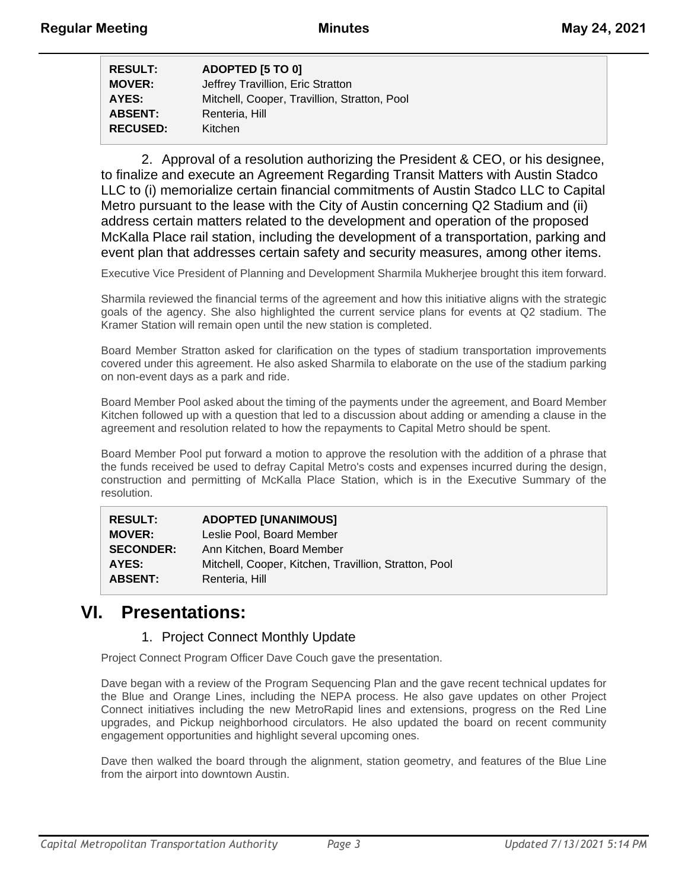| | |
|---|---|
| **RESULT:** | **ADOPTED [5 TO 0]** |
| **MOVER:** | Jeffrey Travillion, Eric Stratton |
| **AYES:** | Mitchell, Cooper, Travillion, Stratton, Pool |
| **ABSENT:** | Renteria, Hill |
| **RECUSED:** | Kitchen |

2. Approval of a resolution authorizing the President & CEO, or his designee, to finalize and execute an Agreement Regarding Transit Matters with Austin Stadco LLC to (i) memorialize certain financial commitments of Austin Stadco LLC to Capital Metro pursuant to the lease with the City of Austin concerning Q2 Stadium and (ii) address certain matters related to the development and operation of the proposed McKalla Place rail station, including the development of a transportation, parking and event plan that addresses certain safety and security measures, among other items.

Executive Vice President of Planning and Development Sharmila Mukherjee brought this item forward.

Sharmila reviewed the financial terms of the agreement and how this initiative aligns with the strategic goals of the agency. She also highlighted the current service plans for events at Q2 stadium. The Kramer Station will remain open until the new station is completed.

Board Member Stratton asked for clarification on the types of stadium transportation improvements covered under this agreement. He also asked Sharmila to elaborate on the use of the stadium parking on non-event days as a park and ride.

Board Member Pool asked about the timing of the payments under the agreement, and Board Member Kitchen followed up with a question that led to a discussion about adding or amending a clause in the agreement and resolution related to how the repayments to Capital Metro should be spent.

Board Member Pool put forward a motion to approve the resolution with the addition of a phrase that the funds received be used to defray Capital Metro's costs and expenses incurred during the design, construction and permitting of McKalla Place Station, which is in the Executive Summary of the resolution.

| | |
|---|---|
| **RESULT:** | **ADOPTED [UNANIMOUS]** |
| **MOVER:** | Leslie Pool, Board Member |
| **SECONDER:** | Ann Kitchen, Board Member |
| **AYES:** | Mitchell, Cooper, Kitchen, Travillion, Stratton, Pool |
| **ABSENT:** | Renteria, Hill |

# VI. Presentations:

1. Project Connect Monthly Update

Project Connect Program Officer Dave Couch gave the presentation.

Dave began with a review of the Program Sequencing Plan and the gave recent technical updates for the Blue and Orange Lines, including the NEPA process. He also gave updates on other Project Connect initiatives including the new MetroRapid lines and extensions, progress on the Red Line upgrades, and Pickup neighborhood circulators. He also updated the board on recent community engagement opportunities and highlight several upcoming ones.

Dave then walked the board through the alignment, station geometry, and features of the Blue Line from the airport into downtown Austin.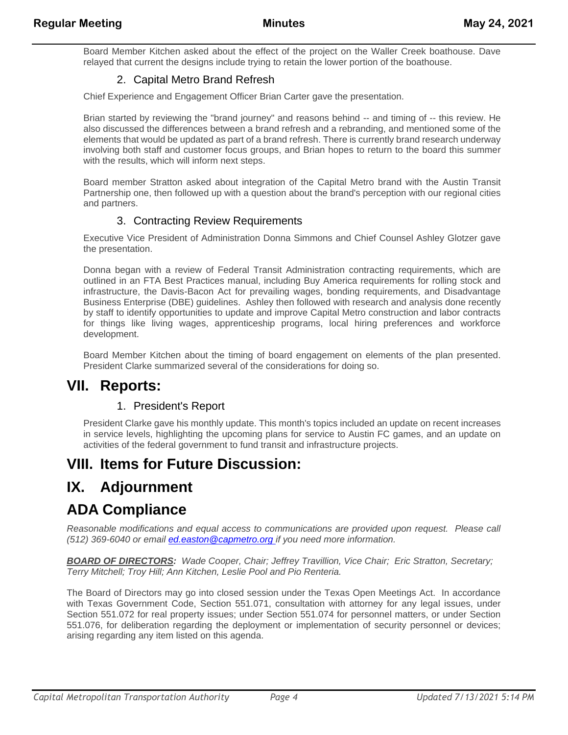Board Member Kitchen asked about the effect of the project on the Waller Creek boathouse. Dave relayed that current the designs include trying to retain the lower portion of the boathouse.

### 2. Capital Metro Brand Refresh

Chief Experience and Engagement Officer Brian Carter gave the presentation.

Brian started by reviewing the "brand journey" and reasons behind -- and timing of -- this review. He also discussed the differences between a brand refresh and a rebranding, and mentioned some of the elements that would be updated as part of a brand refresh. There is currently brand research underway involving both staff and customer focus groups, and Brian hopes to return to the board this summer with the results, which will inform next steps.

Board member Stratton asked about integration of the Capital Metro brand with the Austin Transit Partnership one, then followed up with a question about the brand's perception with our regional cities and partners.

### 3. Contracting Review Requirements

Executive Vice President of Administration Donna Simmons and Chief Counsel Ashley Glotzer gave the presentation.

Donna began with a review of Federal Transit Administration contracting requirements, which are outlined in an FTA Best Practices manual, including Buy America requirements for rolling stock and infrastructure, the Davis-Bacon Act for prevailing wages, bonding requirements, and Disadvantage Business Enterprise (DBE) guidelines. Ashley then followed with research and analysis done recently by staff to identify opportunities to update and improve Capital Metro construction and labor contracts for things like living wages, apprenticeship programs, local hiring preferences and workforce development.

Board Member Kitchen about the timing of board engagement on elements of the plan presented. President Clarke summarized several of the considerations for doing so.

## VII. Reports:

### 1. President's Report

President Clarke gave his monthly update. This month's topics included an update on recent increases in service levels, highlighting the upcoming plans for service to Austin FC games, and an update on activities of the federal government to fund transit and infrastructure projects.

## VIII. Items for Future Discussion:

## IX. Adjournment

## ADA Compliance

*Reasonable modifications and equal access to communications are provided upon request. Please call (512) 369-6040 or email ed.easton@capmetro.org if you need more information.*

***BOARD OF DIRECTORS:*** *Wade Cooper, Chair; Jeffrey Travillion, Vice Chair; Eric Stratton, Secretary; Terry Mitchell; Troy Hill; Ann Kitchen, Leslie Pool and Pio Renteria.*

The Board of Directors may go into closed session under the Texas Open Meetings Act. In accordance with Texas Government Code, Section 551.071, consultation with attorney for any legal issues, under Section 551.072 for real property issues; under Section 551.074 for personnel matters, or under Section 551.076, for deliberation regarding the deployment or implementation of security personnel or devices; arising regarding any item listed on this agenda.